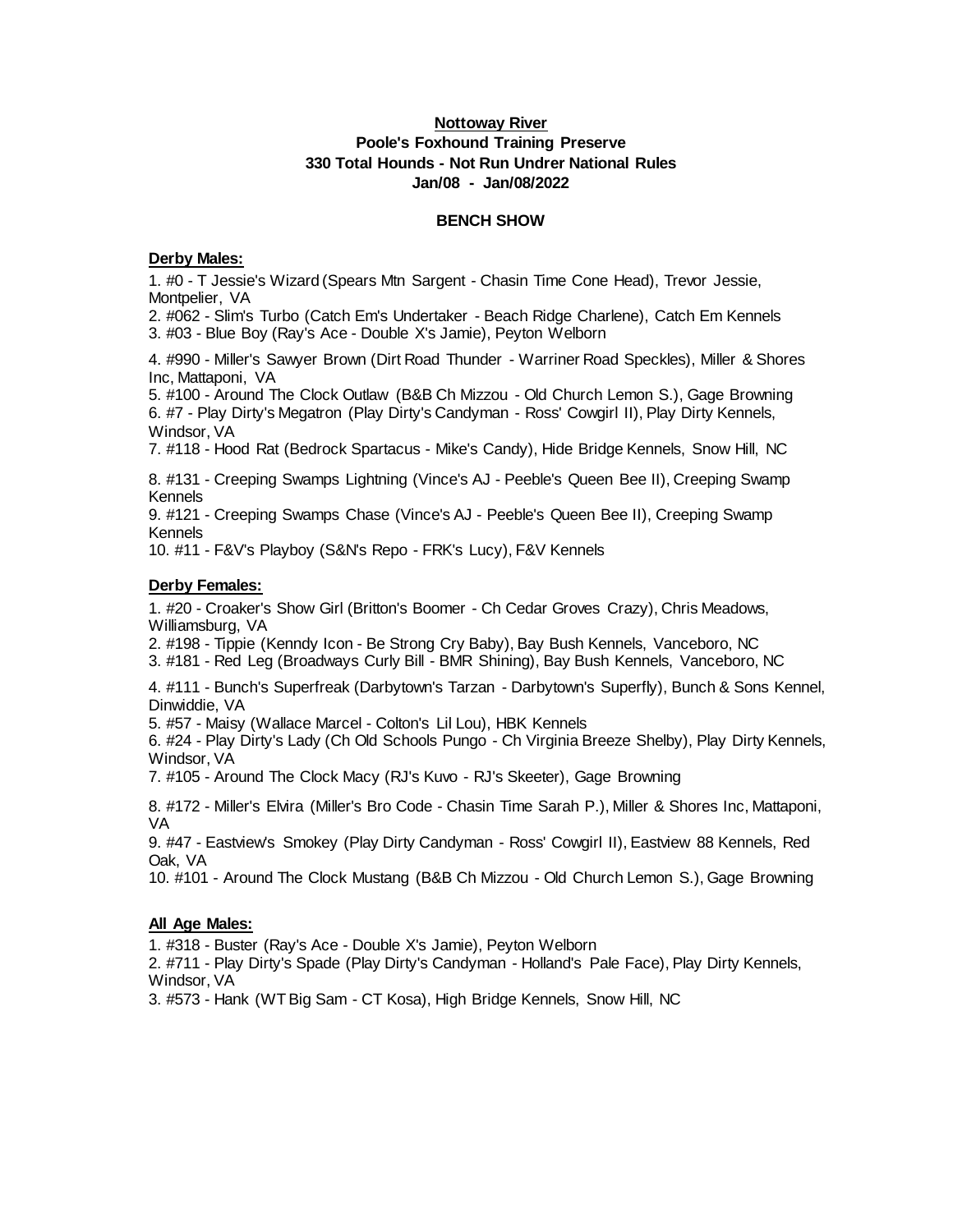**Nottoway River**

**Poole's Foxhound Training Preserve**

**330 Total Hounds - Not Run Undrer National Rules**

**Jan/08 - Jan/08/2022**

**BENCH SHOW**

**Derby Males:**

1. #0 - T Jessie's Wizard (Spears Mtn Sargent - Chasin Time Cone Head), Trevor Jessie, Montpelier, VA
2. #062 - Slim's Turbo (Catch Em's Undertaker - Beach Ridge Charlene), Catch Em Kennels
3. #03 - Blue Boy (Ray's Ace - Double X's Jamie), Peyton Welborn
4. #990 - Miller's Sawyer Brown (Dirt Road Thunder - Warriner Road Speckles), Miller & Shores Inc, Mattaponi, VA
5. #100 - Around The Clock Outlaw (B&B Ch Mizzou - Old Church Lemon S.), Gage Browning
6. #7 - Play Dirty's Megatron (Play Dirty's Candyman - Ross' Cowgirl II), Play Dirty Kennels, Windsor, VA
7. #118 - Hood Rat (Bedrock Spartacus - Mike's Candy), Hide Bridge Kennels, Snow Hill, NC
8. #131 - Creeping Swamps Lightning (Vince's AJ - Peeble's Queen Bee II), Creeping Swamp Kennels
9. #121 - Creeping Swamps Chase (Vince's AJ - Peeble's Queen Bee II), Creeping Swamp Kennels
10. #11 - F&V's Playboy (S&N's Repo - FRK's Lucy), F&V Kennels

**Derby Females:**

1. #20 - Croaker's Show Girl (Britton's Boomer - Ch Cedar Groves Crazy), Chris Meadows, Williamsburg, VA
2. #198 - Tippie (Kenndy Icon - Be Strong Cry Baby), Bay Bush Kennels, Vanceboro, NC
3. #181 - Red Leg (Broadways Curly Bill - BMR Shining), Bay Bush Kennels, Vanceboro, NC
4. #111 - Bunch's Superfreak (Darbytown's Tarzan - Darbytown's Superfly), Bunch & Sons Kennel, Dinwiddie, VA
5. #57 - Maisy (Wallace Marcel - Colton's Lil Lou), HBK Kennels
6. #24 - Play Dirty's Lady (Ch Old Schools Pungo - Ch Virginia Breeze Shelby), Play Dirty Kennels, Windsor, VA
7. #105 - Around The Clock Macy (RJ's Kuvo - RJ's Skeeter), Gage Browning
8. #172 - Miller's Elvira (Miller's Bro Code - Chasin Time Sarah P.), Miller & Shores Inc, Mattaponi, VA
9. #47 - Eastview's Smokey (Play Dirty Candyman - Ross' Cowgirl II), Eastview 88 Kennels, Red Oak, VA
10. #101 - Around The Clock Mustang (B&B Ch Mizzou - Old Church Lemon S.), Gage Browning

**All Age Males:**

1. #318 - Buster (Ray's Ace - Double X's Jamie), Peyton Welborn
2. #711 - Play Dirty's Spade (Play Dirty's Candyman - Holland's Pale Face), Play Dirty Kennels, Windsor, VA
3. #573 - Hank (WT Big Sam - CT Kosa), High Bridge Kennels, Snow Hill, NC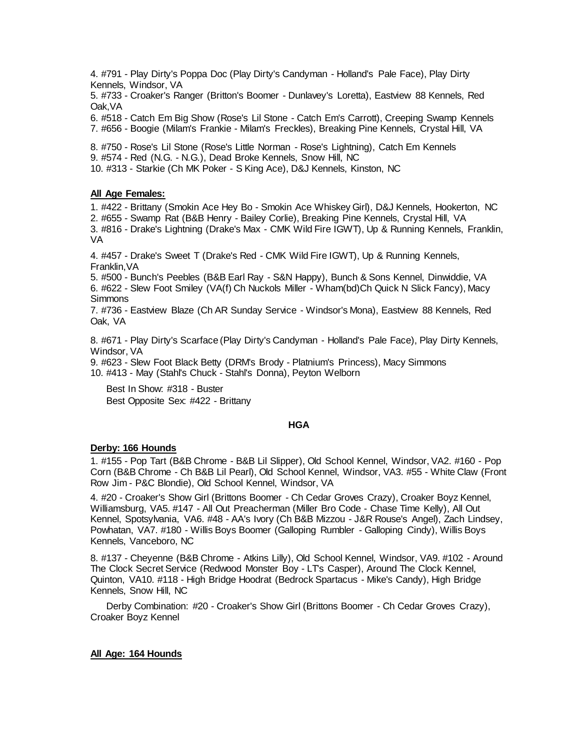4. #791 - Play Dirty's Poppa Doc (Play Dirty's Candyman - Holland's Pale Face), Play Dirty Kennels, Windsor, VA
5. #733 - Croaker's Ranger (Britton's Boomer - Dunlavey's Loretta), Eastview 88 Kennels, Red Oak,VA
6. #518 - Catch Em Big Show (Rose's Lil Stone - Catch Em's Carrott), Creeping Swamp Kennels
7. #656 - Boogie (Milam's Frankie - Milam's Freckles), Breaking Pine Kennels, Crystal Hill, VA
8. #750 - Rose's Lil Stone (Rose's Little Norman - Rose's Lightning), Catch Em Kennels
9. #574 - Red (N.G. - N.G.), Dead Broke Kennels, Snow Hill, NC
10. #313 - Starkie (Ch MK Poker - S King Ace), D&J Kennels, Kinston, NC

**All Age Females:**

1. #422 - Brittany (Smokin Ace Hey Bo - Smokin Ace Whiskey Girl), D&J Kennels, Hookerton, NC
2. #655 - Swamp Rat (B&B Henry - Bailey Corlie), Breaking Pine Kennels, Crystal Hill, VA
3. #816 - Drake's Lightning (Drake's Max - CMK Wild Fire IGWT), Up & Running Kennels, Franklin, VA
4. #457 - Drake's Sweet T (Drake's Red - CMK Wild Fire IGWT), Up & Running Kennels, Franklin,VA
5. #500 - Bunch's Peebles (B&B Earl Ray - S&N Happy), Bunch & Sons Kennel, Dinwiddie, VA
6. #622 - Slew Foot Smiley (VA(f) Ch Nuckols Miller - Wham(bd)Ch Quick N Slick Fancy), Macy Simmons
7. #736 - Eastview Blaze (Ch AR Sunday Service - Windsor's Mona), Eastview 88 Kennels, Red Oak, VA
8. #671 - Play Dirty's Scarface (Play Dirty's Candyman - Holland's Pale Face), Play Dirty Kennels, Windsor, VA
9. #623 - Slew Foot Black Betty (DRM's Brody - Platnium's Princess), Macy Simmons
10. #413 - May (Stahl's Chuck - Stahl's Donna), Peyton Welborn

Best In Show: #318 - Buster
Best Opposite Sex: #422 - Brittany

**HGA**

**Derby: 166 Hounds**

1. #155 - Pop Tart (B&B Chrome - B&B Lil Slipper), Old School Kennel, Windsor, VA2. #160 - Pop Corn (B&B Chrome - Ch B&B Lil Pearl), Old School Kennel, Windsor, VA3. #55 - White Claw (Front Row Jim - P&C Blondie), Old School Kennel, Windsor, VA

4. #20 - Croaker's Show Girl (Brittons Boomer - Ch Cedar Groves Crazy), Croaker Boyz Kennel, Williamsburg, VA5. #147 - All Out Preacherman (Miller Bro Code - Chase Time Kelly), All Out Kennel, Spotsylvania, VA6. #48 - AA's Ivory (Ch B&B Mizzou - J&R Rouse's Angel), Zach Lindsey, Powhatan, VA7. #180 - Willis Boys Boomer (Galloping Rumbler - Galloping Cindy), Willis Boys Kennels, Vanceboro, NC

8. #137 - Cheyenne (B&B Chrome - Atkins Lilly), Old School Kennel, Windsor, VA9. #102 - Around The Clock Secret Service (Redwood Monster Boy - LT's Casper), Around The Clock Kennel, Quinton, VA10. #118 - High Bridge Hoodrat (Bedrock Spartacus - Mike's Candy), High Bridge Kennels, Snow Hill, NC

Derby Combination: #20 - Croaker's Show Girl (Brittons Boomer - Ch Cedar Groves Crazy), Croaker Boyz Kennel

**All Age: 164 Hounds**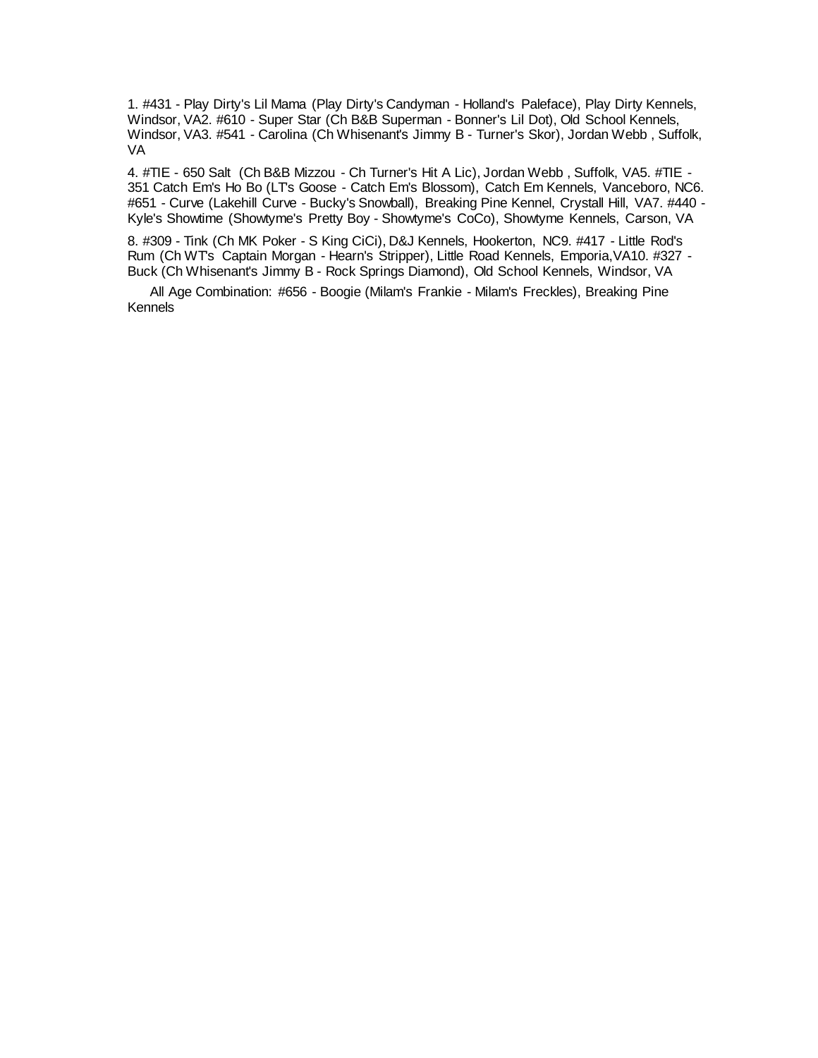1. #431 - Play Dirty's Lil Mama (Play Dirty's Candyman - Holland's Paleface), Play Dirty Kennels, Windsor, VA2. #610 - Super Star (Ch B&B Superman - Bonner's Lil Dot), Old School Kennels, Windsor, VA3. #541 - Carolina (Ch Whisenant's Jimmy B - Turner's Skor), Jordan Webb , Suffolk, VA

4. #TIE - 650 Salt (Ch B&B Mizzou - Ch Turner's Hit A Lic), Jordan Webb , Suffolk, VA5. #TIE - 351 Catch Em's Ho Bo (LT's Goose - Catch Em's Blossom), Catch Em Kennels, Vanceboro, NC6. #651 - Curve (Lakehill Curve - Bucky's Snowball), Breaking Pine Kennel, Crystall Hill, VA7. #440 - Kyle's Showtime (Showtyme's Pretty Boy - Showtyme's CoCo), Showtyme Kennels, Carson, VA

8. #309 - Tink (Ch MK Poker - S King CiCi), D&J Kennels, Hookerton, NC9. #417 - Little Rod's Rum (Ch WT's Captain Morgan - Hearn's Stripper), Little Road Kennels, Emporia,VA10. #327 - Buck (Ch Whisenant's Jimmy B - Rock Springs Diamond), Old School Kennels, Windsor, VA

All Age Combination: #656 - Boogie (Milam's Frankie - Milam's Freckles), Breaking Pine Kennels